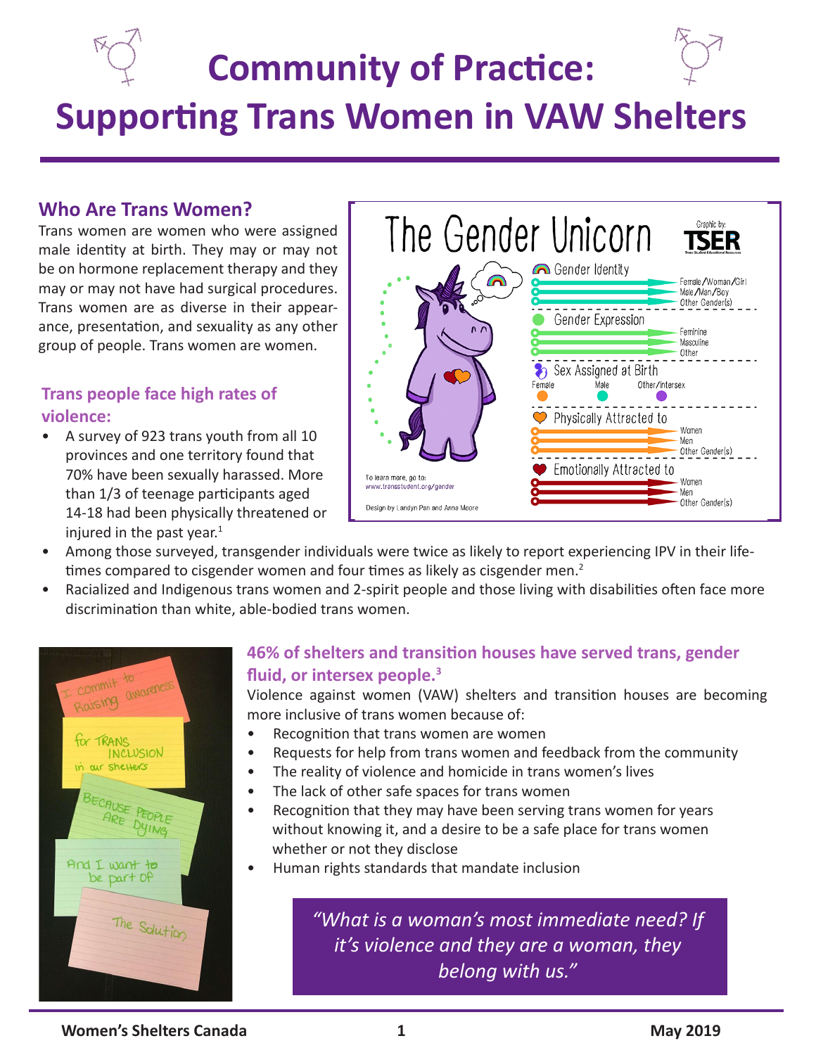# Community of Practice: Supporting Trans Women in VAW Shelters

## Who Are Trans Women?

Trans women are women who were assigned male identity at birth. They may or may not be on hormone replacement therapy and they may or may not have had surgical procedures. Trans women are as diverse in their appearance, presentation, and sexuality as any other group of people. Trans women are women.

### Trans people face high rates of violence:

- A survey of 923 trans youth from all 10 provinces and one territory found that 70% have been sexually harassed. More than 1/3 of teenage participants aged 14-18 had been physically threatened or injured in the past year.[1]
- Among those surveyed, transgender individuals were twice as likely to report experiencing IPV in their lifetimes compared to cisgender women and four times as likely as cisgender men.[2]
- Racialized and Indigenous trans women and 2-spirit people and those living with disabilities often face more discrimination than white, able-bodied trans women.

The Gender Unicorn

Graphic by: TSER

Gender Identity: Female/Woman/Girl; Male/Man/Boy; Other Gender(s)

Gender Expression: Feminine; Masculine; Other

Sex Assigned at Birth: Female; Male; Other/Intersex

Physically Attracted to: Women; Men; Other Gender(s)

Emotionally Attracted to: Women; Men; Other Gender(s)

To learn more, go to: www.transstudent.org/gender

Design by Landyn Pan and Anna Moore

### 46% of shelters and transition houses have served trans, gender fluid, or intersex people.[3]

Violence against women (VAW) shelters and transition houses are becoming more inclusive of trans women because of:

- Recognition that trans women are women
- Requests for help from trans women and feedback from the community
- The reality of violence and homicide in trans women's lives
- The lack of other safe spaces for trans women
- Recognition that they may have been serving trans women for years without knowing it, and a desire to be a safe place for trans women whether or not they disclose
- Human rights standards that mandate inclusion

I commit to Raising awareness for TRANS INCLUSION in our shelters BECAUSE PEOPLE ARE DYING And I want to be part of The Solution

> *"What is a woman's most immediate need? If it's violence and they are a woman, they belong with us."*

Women's Shelters Canada — May 2019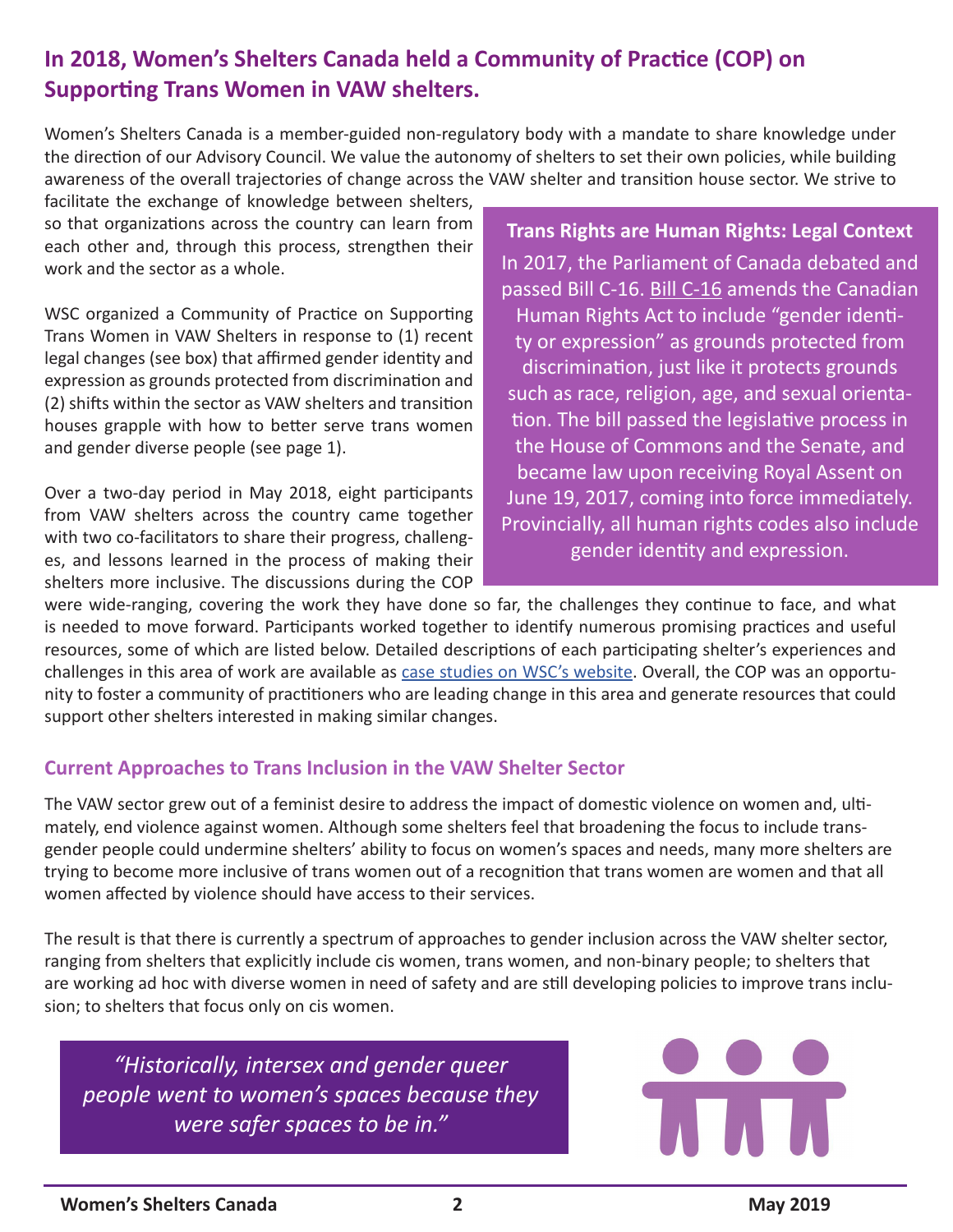## In 2018, Women's Shelters Canada held a Community of Practice (COP) on Supporting Trans Women in VAW shelters.

Women's Shelters Canada is a member-guided non-regulatory body with a mandate to share knowledge under the direction of our Advisory Council. We value the autonomy of shelters to set their own policies, while building awareness of the overall trajectories of change across the VAW shelter and transition house sector. We strive to facilitate the exchange of knowledge between shelters, so that organizations across the country can learn from each other and, through this process, strengthen their work and the sector as a whole.

WSC organized a Community of Practice on Supporting Trans Women in VAW Shelters in response to (1) recent legal changes (see box) that affirmed gender identity and expression as grounds protected from discrimination and (2) shifts within the sector as VAW shelters and transition houses grapple with how to better serve trans women and gender diverse people (see page 1).

Over a two-day period in May 2018, eight participants from VAW shelters across the country came together with two co-facilitators to share their progress, challenges, and lessons learned in the process of making their shelters more inclusive. The discussions during the COP were wide-ranging, covering the work they have done so far, the challenges they continue to face, and what is needed to move forward. Participants worked together to identify numerous promising practices and useful resources, some of which are listed below. Detailed descriptions of each participating shelter's experiences and challenges in this area of work are available as case studies on WSC's website. Overall, the COP was an opportunity to foster a community of practitioners who are leading change in this area and generate resources that could support other shelters interested in making similar changes.

**Trans Rights are Human Rights: Legal Context**

In 2017, the Parliament of Canada debated and passed Bill C-16. Bill C-16 amends the Canadian Human Rights Act to include "gender identity or expression" as grounds protected from discrimination, just like it protects grounds such as race, religion, age, and sexual orientation. The bill passed the legislative process in the House of Commons and the Senate, and became law upon receiving Royal Assent on June 19, 2017, coming into force immediately. Provincially, all human rights codes also include gender identity and expression.

### Current Approaches to Trans Inclusion in the VAW Shelter Sector

The VAW sector grew out of a feminist desire to address the impact of domestic violence on women and, ultimately, end violence against women. Although some shelters feel that broadening the focus to include transgender people could undermine shelters' ability to focus on women's spaces and needs, many more shelters are trying to become more inclusive of trans women out of a recognition that trans women are women and that all women affected by violence should have access to their services.

The result is that there is currently a spectrum of approaches to gender inclusion across the VAW shelter sector, ranging from shelters that explicitly include cis women, trans women, and non-binary people; to shelters that are working ad hoc with diverse women in need of safety and are still developing policies to improve trans inclusion; to shelters that focus only on cis women.

> *"Historically, intersex and gender queer people went to women's spaces because they were safer spaces to be in."*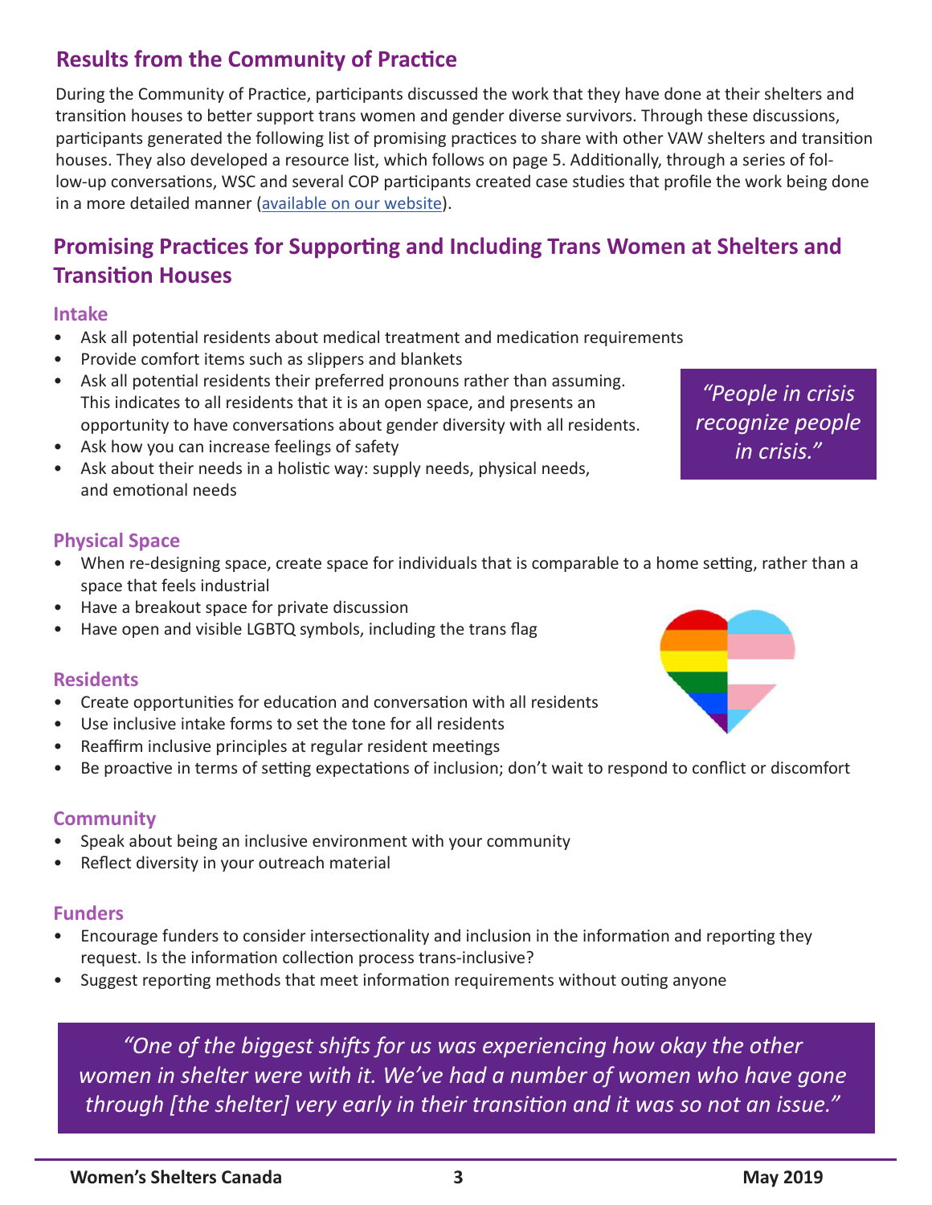## Results from the Community of Practice

During the Community of Practice, participants discussed the work that they have done at their shelters and transition houses to better support trans women and gender diverse survivors. Through these discussions, participants generated the following list of promising practices to share with other VAW shelters and transition houses. They also developed a resource list, which follows on page 5. Additionally, through a series of follow-up conversations, WSC and several COP participants created case studies that profile the work being done in a more detailed manner (available on our website).

## Promising Practices for Supporting and Including Trans Women at Shelters and Transition Houses

### Intake

- Ask all potential residents about medical treatment and medication requirements
- Provide comfort items such as slippers and blankets
- Ask all potential residents their preferred pronouns rather than assuming. This indicates to all residents that it is an open space, and presents an opportunity to have conversations about gender diversity with all residents.
- Ask how you can increase feelings of safety
- Ask about their needs in a holistic way: supply needs, physical needs, and emotional needs

*"People in crisis recognize people in crisis."*

### Physical Space

- When re-designing space, create space for individuals that is comparable to a home setting, rather than a space that feels industrial
- Have a breakout space for private discussion
- Have open and visible LGBTQ symbols, including the trans flag

### Residents

- Create opportunities for education and conversation with all residents
- Use inclusive intake forms to set the tone for all residents
- Reaffirm inclusive principles at regular resident meetings
- Be proactive in terms of setting expectations of inclusion; don't wait to respond to conflict or discomfort

### Community

- Speak about being an inclusive environment with your community
- Reflect diversity in your outreach material

### Funders

- Encourage funders to consider intersectionality and inclusion in the information and reporting they request. Is the information collection process trans-inclusive?
- Suggest reporting methods that meet information requirements without outing anyone

*"One of the biggest shifts for us was experiencing how okay the other women in shelter were with it. We've had a number of women who have gone through [the shelter] very early in their transition and it was so not an issue."*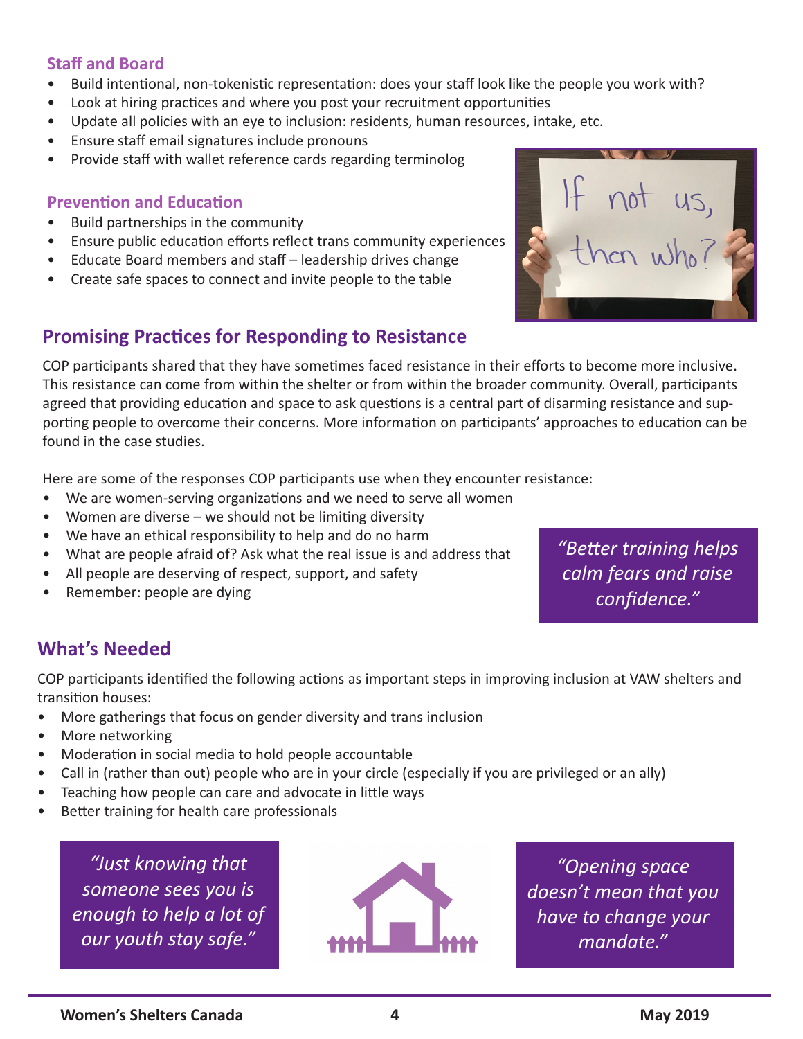### Staff and Board

- Build intentional, non-tokenistic representation: does your staff look like the people you work with?
- Look at hiring practices and where you post your recruitment opportunities
- Update all policies with an eye to inclusion: residents, human resources, intake, etc.
- Ensure staff email signatures include pronouns
- Provide staff with wallet reference cards regarding terminolog

### Prevention and Education

- Build partnerships in the community
- Ensure public education efforts reflect trans community experiences
- Educate Board members and staff – leadership drives change
- Create safe spaces to connect and invite people to the table

## Promising Practices for Responding to Resistance

COP participants shared that they have sometimes faced resistance in their efforts to become more inclusive. This resistance can come from within the shelter or from within the broader community. Overall, participants agreed that providing education and space to ask questions is a central part of disarming resistance and supporting people to overcome their concerns. More information on participants' approaches to education can be found in the case studies.

Here are some of the responses COP participants use when they encounter resistance:

- We are women-serving organizations and we need to serve all women
- Women are diverse – we should not be limiting diversity
- We have an ethical responsibility to help and do no harm
- What are people afraid of? Ask what the real issue is and address that
- All people are deserving of respect, support, and safety
- Remember: people are dying

*"Better training helps calm fears and raise confidence."*

## What's Needed

COP participants identified the following actions as important steps in improving inclusion at VAW shelters and transition houses:

- More gatherings that focus on gender diversity and trans inclusion
- More networking
- Moderation in social media to hold people accountable
- Call in (rather than out) people who are in your circle (especially if you are privileged or an ally)
- Teaching how people can care and advocate in little ways
- Better training for health care professionals

*"Just knowing that someone sees you is enough to help a lot of our youth stay safe."*

*"Opening space doesn't mean that you have to change your mandate."*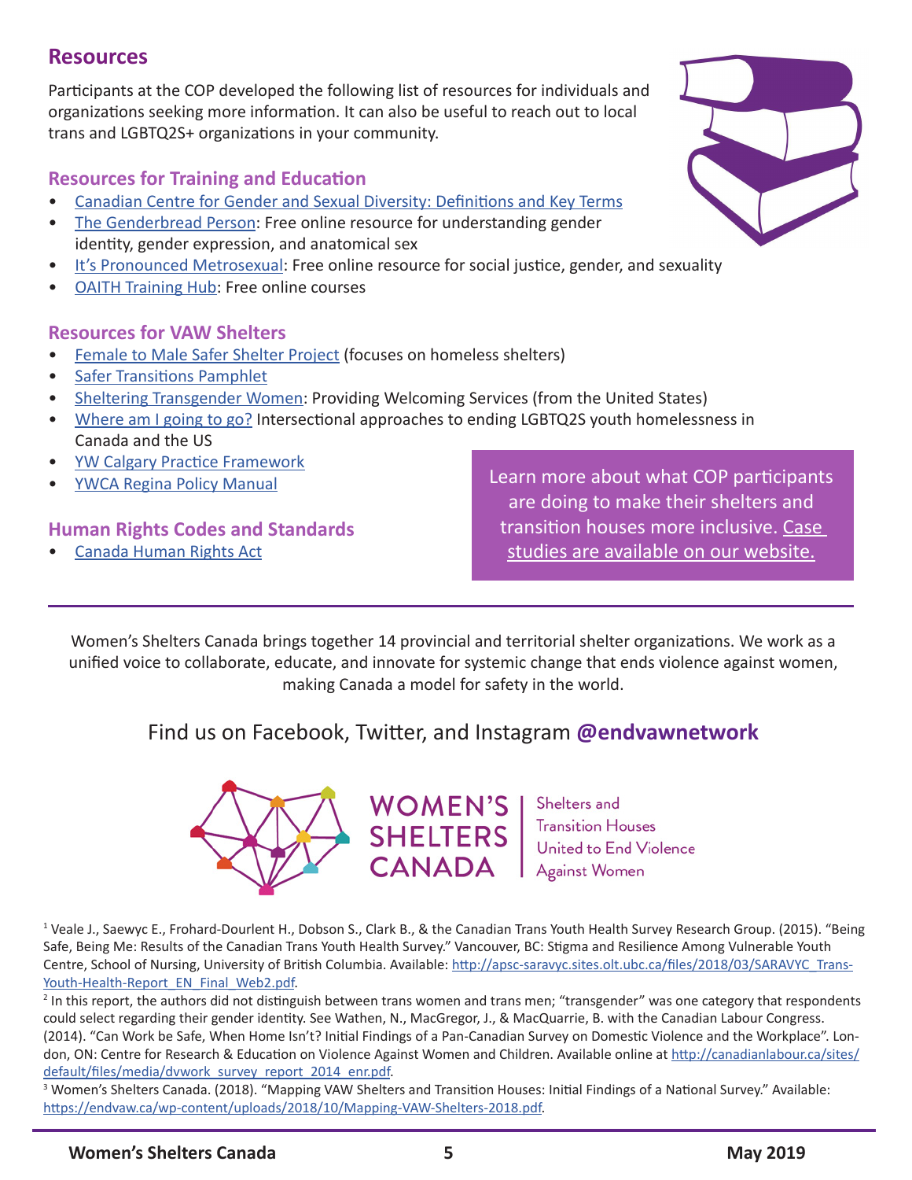## Resources

Participants at the COP developed the following list of resources for individuals and organizations seeking more information. It can also be useful to reach out to local trans and LGBTQ2S+ organizations in your community.

### Resources for Training and Education

- Canadian Centre for Gender and Sexual Diversity: Definitions and Key Terms
- The Genderbread Person: Free online resource for understanding gender identity, gender expression, and anatomical sex
- It's Pronounced Metrosexual: Free online resource for social justice, gender, and sexuality
- OAITH Training Hub: Free online courses

### Resources for VAW Shelters

- Female to Male Safer Shelter Project (focuses on homeless shelters)
- Safer Transitions Pamphlet
- Sheltering Transgender Women: Providing Welcoming Services (from the United States)
- Where am I going to go? Intersectional approaches to ending LGBTQ2S youth homelessness in Canada and the US
- YW Calgary Practice Framework
- YWCA Regina Policy Manual

### Human Rights Codes and Standards

- Canada Human Rights Act

Learn more about what COP participants are doing to make their shelters and transition houses more inclusive. Case studies are available on our website.

---

Women's Shelters Canada brings together 14 provincial and territorial shelter organizations. We work as a unified voice to collaborate, educate, and innovate for systemic change that ends violence against women, making Canada a model for safety in the world.

Find us on Facebook, Twitter, and Instagram **@endvawnetwork**

WOMEN'S SHELTERS CANADA | Shelters and Transition Houses United to End Violence Against Women

[1] Veale J., Saewyc E., Frohard-Dourlent H., Dobson S., Clark B., & the Canadian Trans Youth Health Survey Research Group. (2015). "Being Safe, Being Me: Results of the Canadian Trans Youth Health Survey." Vancouver, BC: Stigma and Resilience Among Vulnerable Youth Centre, School of Nursing, University of British Columbia. Available: http://apsc-saravyc.sites.olt.ubc.ca/files/2018/03/SARAVYC_Trans-Youth-Health-Report_EN_Final_Web2.pdf.

[2] In this report, the authors did not distinguish between trans women and trans men; "transgender" was one category that respondents could select regarding their gender identity. See Wathen, N., MacGregor, J., & MacQuarrie, B. with the Canadian Labour Congress. (2014). "Can Work be Safe, When Home Isn't? Initial Findings of a Pan-Canadian Survey on Domestic Violence and the Workplace". London, ON: Centre for Research & Education on Violence Against Women and Children. Available online at http://canadianlabour.ca/sites/default/files/media/dvwork_survey_report_2014_enr.pdf.

[3] Women's Shelters Canada. (2018). "Mapping VAW Shelters and Transition Houses: Initial Findings of a National Survey." Available: https://endvaw.ca/wp-content/uploads/2018/10/Mapping-VAW-Shelters-2018.pdf.